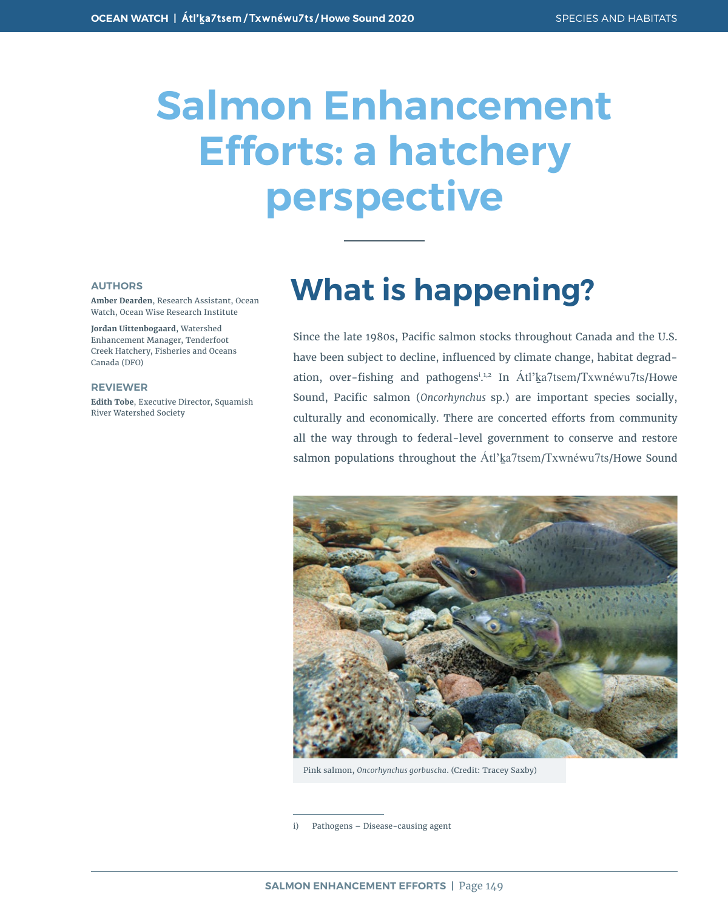# Salmon Enhancement Efforts: a hatchery perspective

**AUTHORS**

**Amber Dearden**, Research Assistant, Ocean Watch, Ocean Wise Research Institute

**Jordan Uittenbogaard**, Watershed Enhancement Manager, Tenderfoot Creek Hatchery, Fisheries and Oceans Canada (DFO)

**REVIEWER**

**Edith Tobe**, Executive Director, Squamish River Watershed Society

## What is happening?

Since the late 1980s, Pacific salmon stocks throughout Canada and the U.S. have been subject to decline, influenced by climate change, habitat degradation, over-fishing and pathogens[i].[1,2] In Átl'ka7tsem/Txwnéwu7ts/Howe Sound, Pacific salmon (*Oncorhynchus* sp.) are important species socially, culturally and economically. There are concerted efforts from community all the way through to federal-level government to conserve and restore salmon populations throughout the Átl'ka7tsem/Txwnéwu7ts/Howe Sound

Pink salmon, *Oncorhynchus gorbuscha*. (Credit: Tracey Saxby)

i) Pathogens – Disease-causing agent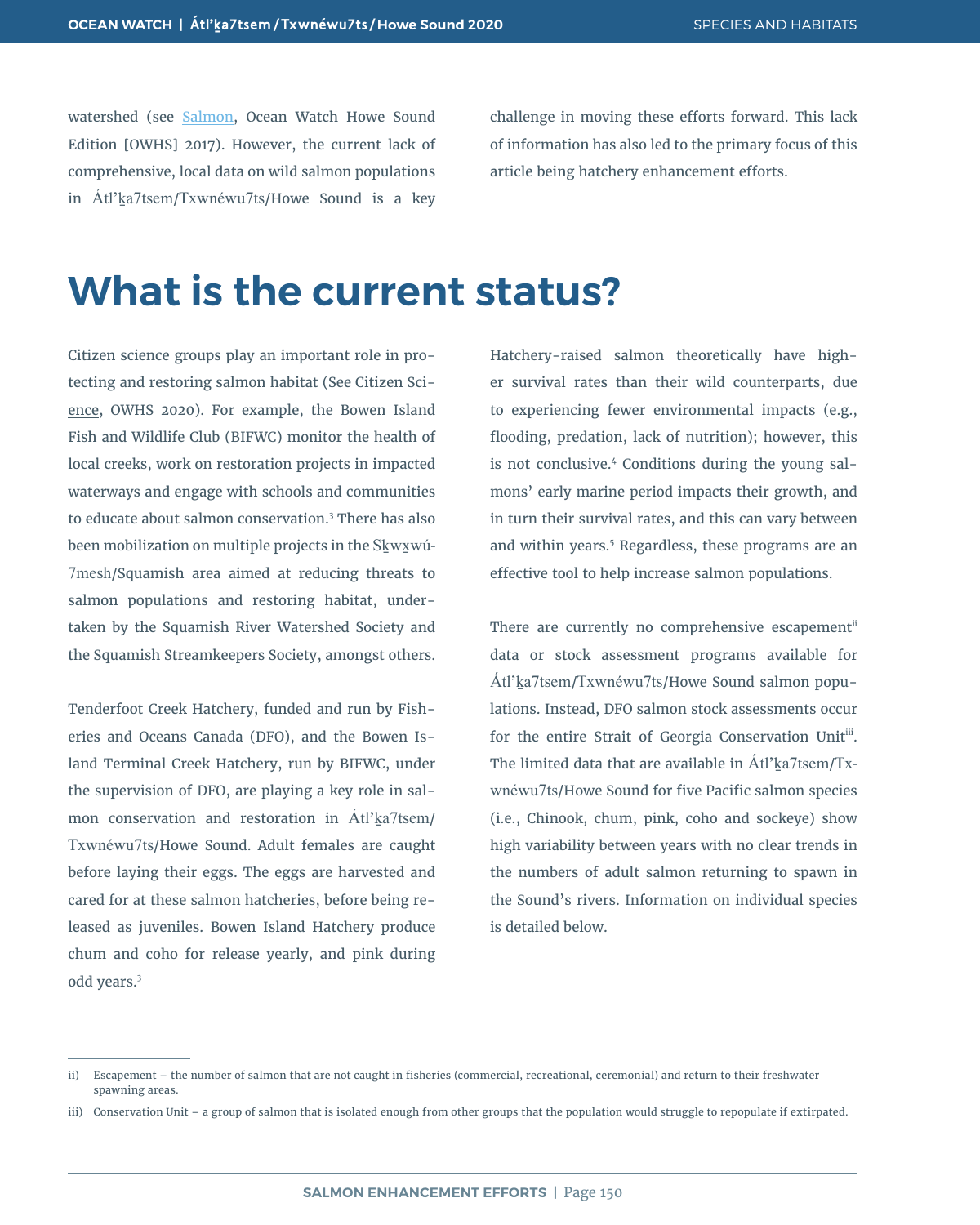watershed (see Salmon, Ocean Watch Howe Sound Edition [OWHS] 2017). However, the current lack of comprehensive, local data on wild salmon populations in Átl'ḵa7tsem/Txwnéwu7ts/Howe Sound is a key challenge in moving these efforts forward. This lack of information has also led to the primary focus of this article being hatchery enhancement efforts.

# What is the current status?

Citizen science groups play an important role in protecting and restoring salmon habitat (See Citizen Science, OWHS 2020). For example, the Bowen Island Fish and Wildlife Club (BIFWC) monitor the health of local creeks, work on restoration projects in impacted waterways and engage with schools and communities to educate about salmon conservation.[3] There has also been mobilization on multiple projects in the Sḵwx̱wú7mesh/Squamish area aimed at reducing threats to salmon populations and restoring habitat, undertaken by the Squamish River Watershed Society and the Squamish Streamkeepers Society, amongst others.

Tenderfoot Creek Hatchery, funded and run by Fisheries and Oceans Canada (DFO), and the Bowen Island Terminal Creek Hatchery, run by BIFWC, under the supervision of DFO, are playing a key role in salmon conservation and restoration in Átl'ḵa7tsem/Txwnéwu7ts/Howe Sound. Adult females are caught before laying their eggs. The eggs are harvested and cared for at these salmon hatcheries, before being released as juveniles. Bowen Island Hatchery produce chum and coho for release yearly, and pink during odd years.[3]

Hatchery-raised salmon theoretically have higher survival rates than their wild counterparts, due to experiencing fewer environmental impacts (e.g., flooding, predation, lack of nutrition); however, this is not conclusive.[4] Conditions during the young salmons' early marine period impacts their growth, and in turn their survival rates, and this can vary between and within years.[5] Regardless, these programs are an effective tool to help increase salmon populations.

There are currently no comprehensive escapement[ii] data or stock assessment programs available for Átl'ḵa7tsem/Txwnéwu7ts/Howe Sound salmon populations. Instead, DFO salmon stock assessments occur for the entire Strait of Georgia Conservation Unit[iii]. The limited data that are available in Átl'ḵa7tsem/Txwnéwu7ts/Howe Sound for five Pacific salmon species (i.e., Chinook, chum, pink, coho and sockeye) show high variability between years with no clear trends in the numbers of adult salmon returning to spawn in the Sound's rivers. Information on individual species is detailed below.

---

ii) Escapement – the number of salmon that are not caught in fisheries (commercial, recreational, ceremonial) and return to their freshwater spawning areas.

iii) Conservation Unit – a group of salmon that is isolated enough from other groups that the population would struggle to repopulate if extirpated.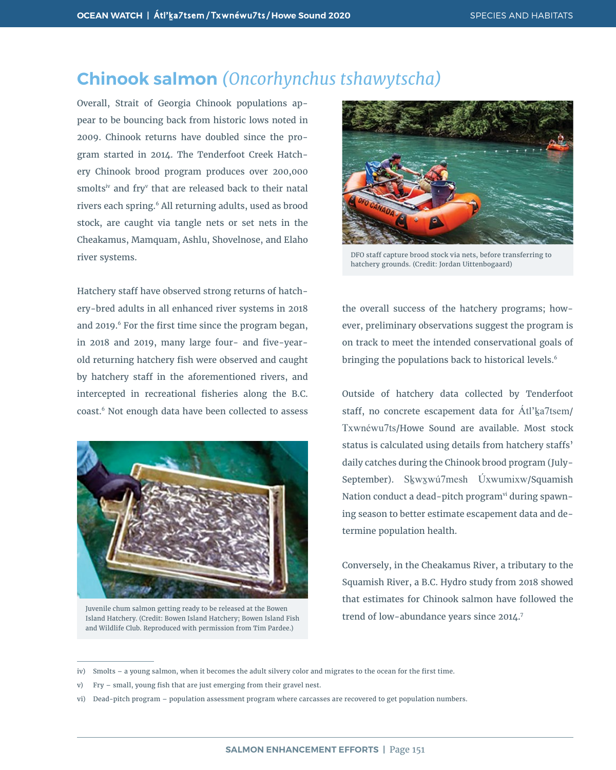## Chinook salmon *(Oncorhynchus tshawytscha)*

Overall, Strait of Georgia Chinook populations appear to be bouncing back from historic lows noted in 2009. Chinook returns have doubled since the program started in 2014. The Tenderfoot Creek Hatchery Chinook brood program produces over 200,000 smolts[iv] and fry[v] that are released back to their natal rivers each spring.[6] All returning adults, used as brood stock, are caught via tangle nets or set nets in the Cheakamus, Mamquam, Ashlu, Shovelnose, and Elaho river systems.

DFO staff capture brood stock via nets, before transferring to hatchery grounds. (Credit: Jordan Uittenbogaard)

Hatchery staff have observed strong returns of hatchery-bred adults in all enhanced river systems in 2018 and 2019.[6] For the first time since the program began, in 2018 and 2019, many large four- and five-year-old returning hatchery fish were observed and caught by hatchery staff in the aforementioned rivers, and intercepted in recreational fisheries along the B.C. coast.[6] Not enough data have been collected to assess the overall success of the hatchery programs; however, preliminary observations suggest the program is on track to meet the intended conservational goals of bringing the populations back to historical levels.[6]

Juvenile chum salmon getting ready to be released at the Bowen Island Hatchery. (Credit: Bowen Island Hatchery; Bowen Island Fish and Wildlife Club. Reproduced with permission from Tim Pardee.)

Outside of hatchery data collected by Tenderfoot staff, no concrete escapement data for Átl’ḵa7tsem/Txwnéwu7ts/Howe Sound are available. Most stock status is calculated using details from hatchery staffs’ daily catches during the Chinook brood program (July-September). Sḵwx̱wú7mesh Úxwumixw/Squamish Nation conduct a dead-pitch program[vi] during spawning season to better estimate escapement data and determine population health.

Conversely, in the Cheakamus River, a tributary to the Squamish River, a B.C. Hydro study from 2018 showed that estimates for Chinook salmon have followed the trend of low-abundance years since 2014.[7]

---

iv) Smolts – a young salmon, when it becomes the adult silvery color and migrates to the ocean for the first time.

v) Fry – small, young fish that are just emerging from their gravel nest.

vi) Dead-pitch program – population assessment program where carcasses are recovered to get population numbers.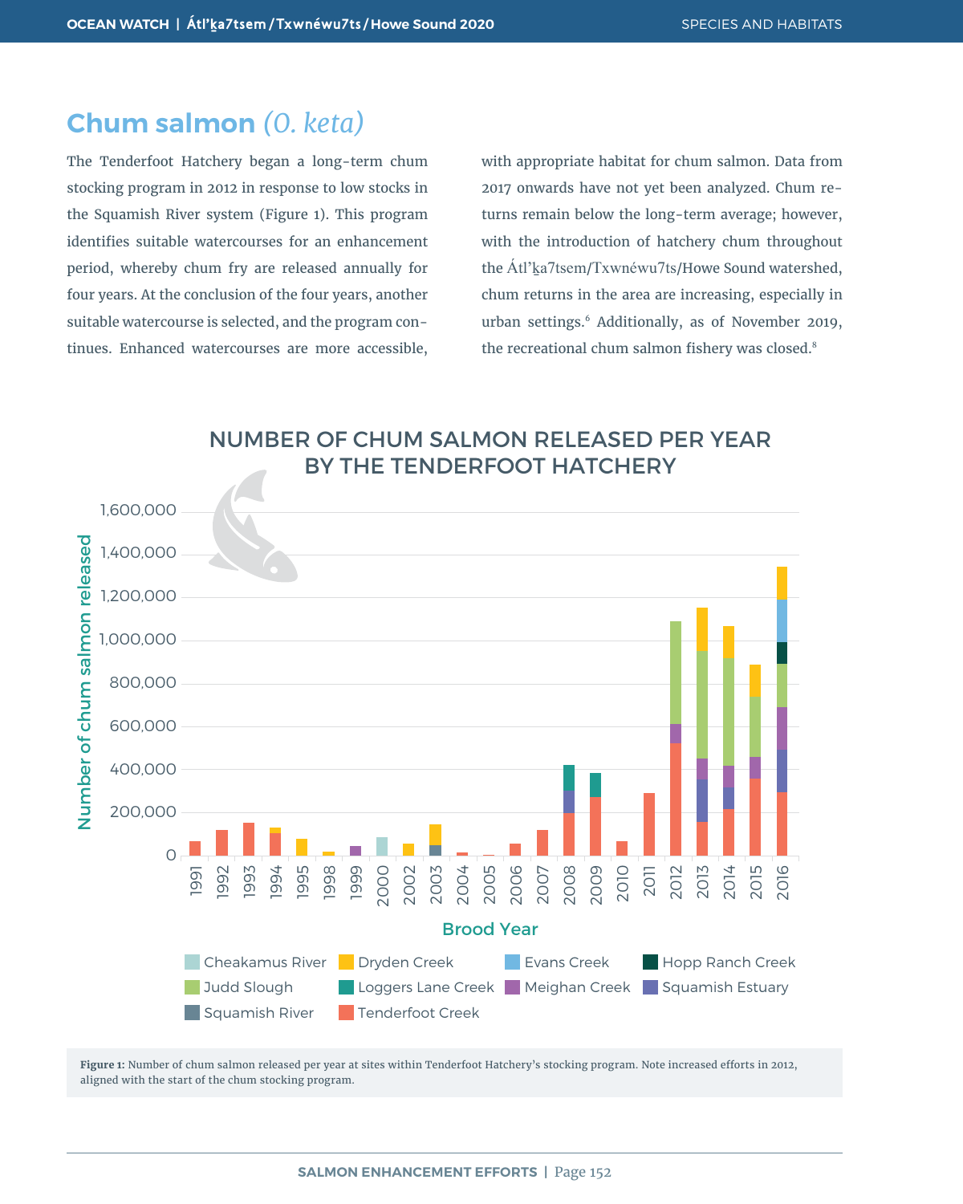## Chum salmon *(O. keta)*

The Tenderfoot Hatchery began a long-term chum stocking program in 2012 in response to low stocks in the Squamish River system (Figure 1). This program identifies suitable watercourses for an enhancement period, whereby chum fry are released annually for four years. At the conclusion of the four years, another suitable watercourse is selected, and the program continues. Enhanced watercourses are more accessible, with appropriate habitat for chum salmon. Data from 2017 onwards have not yet been analyzed. Chum returns remain below the long-term average; however, with the introduction of hatchery chum throughout the Átl'ḵa7tsem/Txwnéwu7ts/Howe Sound watershed, chum returns in the area are increasing, especially in urban settings.[6] Additionally, as of November 2019, the recreational chum salmon fishery was closed.[8]

**NUMBER OF CHUM SALMON RELEASED PER YEAR BY THE TENDERFOOT HATCHERY**

**Figure 1:** Number of chum salmon released per year at sites within Tenderfoot Hatchery's stocking program. Note increased efforts in 2012, aligned with the start of the chum stocking program.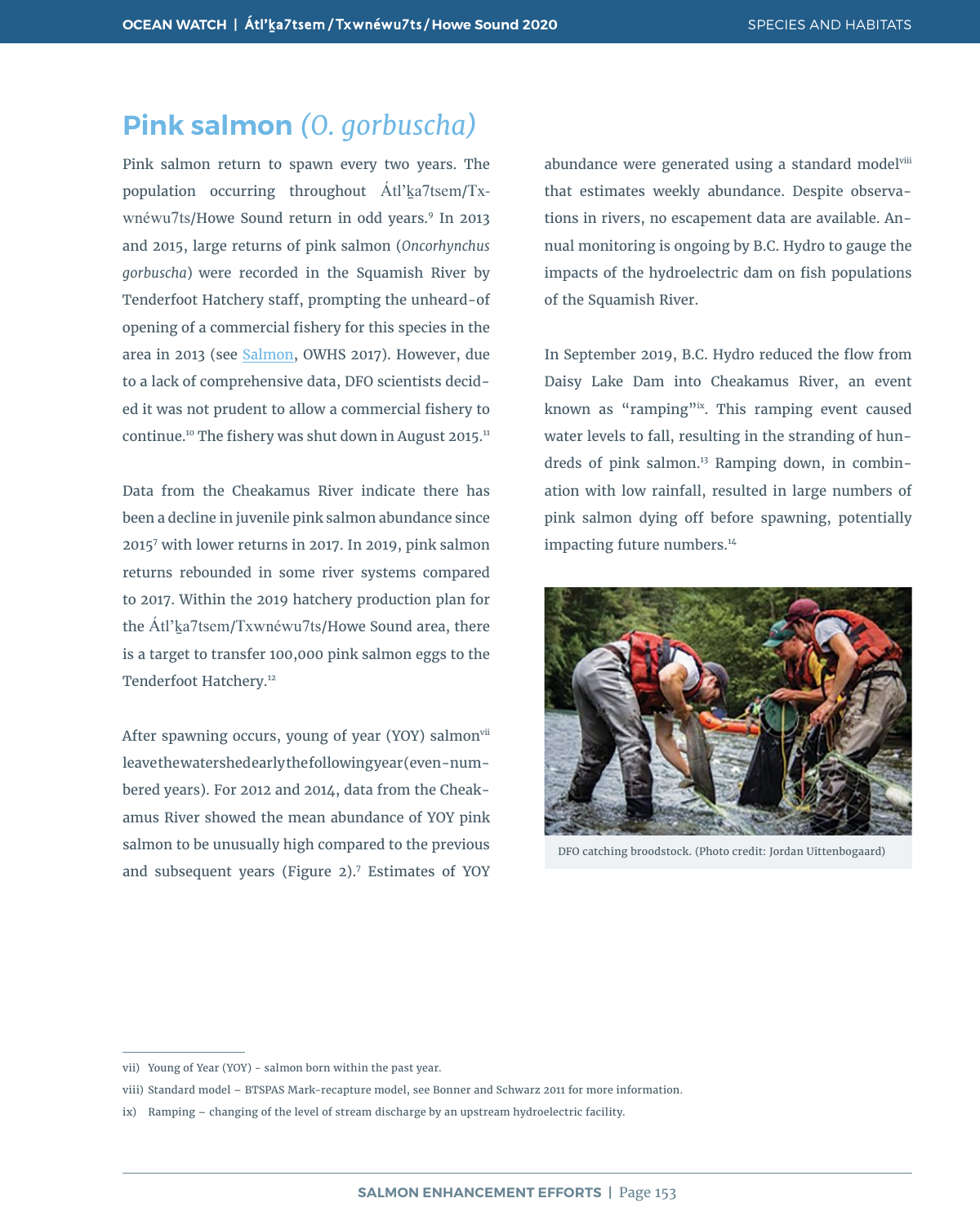## Pink salmon *(O. gorbuscha)*

Pink salmon return to spawn every two years. The population occurring throughout Átl'ḵa7tsem/Txwnéwu7ts/Howe Sound return in odd years.[9] In 2013 and 2015, large returns of pink salmon (*Oncorhynchus gorbuscha*) were recorded in the Squamish River by Tenderfoot Hatchery staff, prompting the unheard-of opening of a commercial fishery for this species in the area in 2013 (see Salmon, OWHS 2017). However, due to a lack of comprehensive data, DFO scientists decided it was not prudent to allow a commercial fishery to continue.[10] The fishery was shut down in August 2015.[11]

Data from the Cheakamus River indicate there has been a decline in juvenile pink salmon abundance since 2015[7] with lower returns in 2017. In 2019, pink salmon returns rebounded in some river systems compared to 2017. Within the 2019 hatchery production plan for the Átl'ḵa7tsem/Txwnéwu7ts/Howe Sound area, there is a target to transfer 100,000 pink salmon eggs to the Tenderfoot Hatchery.[12]

After spawning occurs, young of year (YOY) salmon[vii] leave the watershed early the following year (even-numbered years). For 2012 and 2014, data from the Cheakamus River showed the mean abundance of YOY pink salmon to be unusually high compared to the previous and subsequent years (Figure 2).[7] Estimates of YOY abundance were generated using a standard model[viii] that estimates weekly abundance. Despite observations in rivers, no escapement data are available. Annual monitoring is ongoing by B.C. Hydro to gauge the impacts of the hydroelectric dam on fish populations of the Squamish River.

In September 2019, B.C. Hydro reduced the flow from Daisy Lake Dam into Cheakamus River, an event known as "ramping"[ix]. This ramping event caused water levels to fall, resulting in the stranding of hundreds of pink salmon.[13] Ramping down, in combination with low rainfall, resulted in large numbers of pink salmon dying off before spawning, potentially impacting future numbers.[14]

DFO catching broodstock. (Photo credit: Jordan Uittenbogaard)

---

vii) Young of Year (YOY) - salmon born within the past year.

viii) Standard model – BTSPAS Mark-recapture model, see Bonner and Schwarz 2011 for more information.

ix) Ramping – changing of the level of stream discharge by an upstream hydroelectric facility.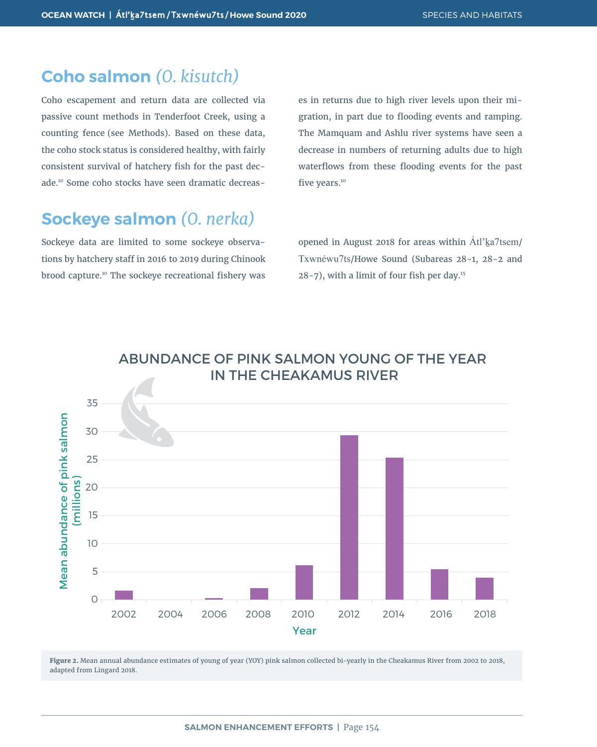## Coho salmon *(O. kisutch)*

Coho escapement and return data are collected via passive count methods in Tenderfoot Creek, using a counting fence (see Methods). Based on these data, the coho stock status is considered healthy, with fairly consistent survival of hatchery fish for the past decade.[10] Some coho stocks have seen dramatic decreases in returns due to high river levels upon their migration, in part due to flooding events and ramping. The Mamquam and Ashlu river systems have seen a decrease in numbers of returning adults due to high waterflows from these flooding events for the past five years.[10]

## Sockeye salmon *(O. nerka)*

Sockeye data are limited to some sockeye observations by hatchery staff in 2016 to 2019 during Chinook brood capture.[10] The sockeye recreational fishery was opened in August 2018 for areas within Átl'ḵa7tsem/Txwnéwu7ts/Howe Sound (Subareas 28-1, 28-2 and 28-7), with a limit of four fish per day.[15]

ABUNDANCE OF PINK SALMON YOUNG OF THE YEAR IN THE CHEAKAMUS RIVER

**Figure 2.** Mean annual abundance estimates of young of year (YOY) pink salmon collected bi-yearly in the Cheakamus River from 2002 to 2018, adapted from Lingard 2018.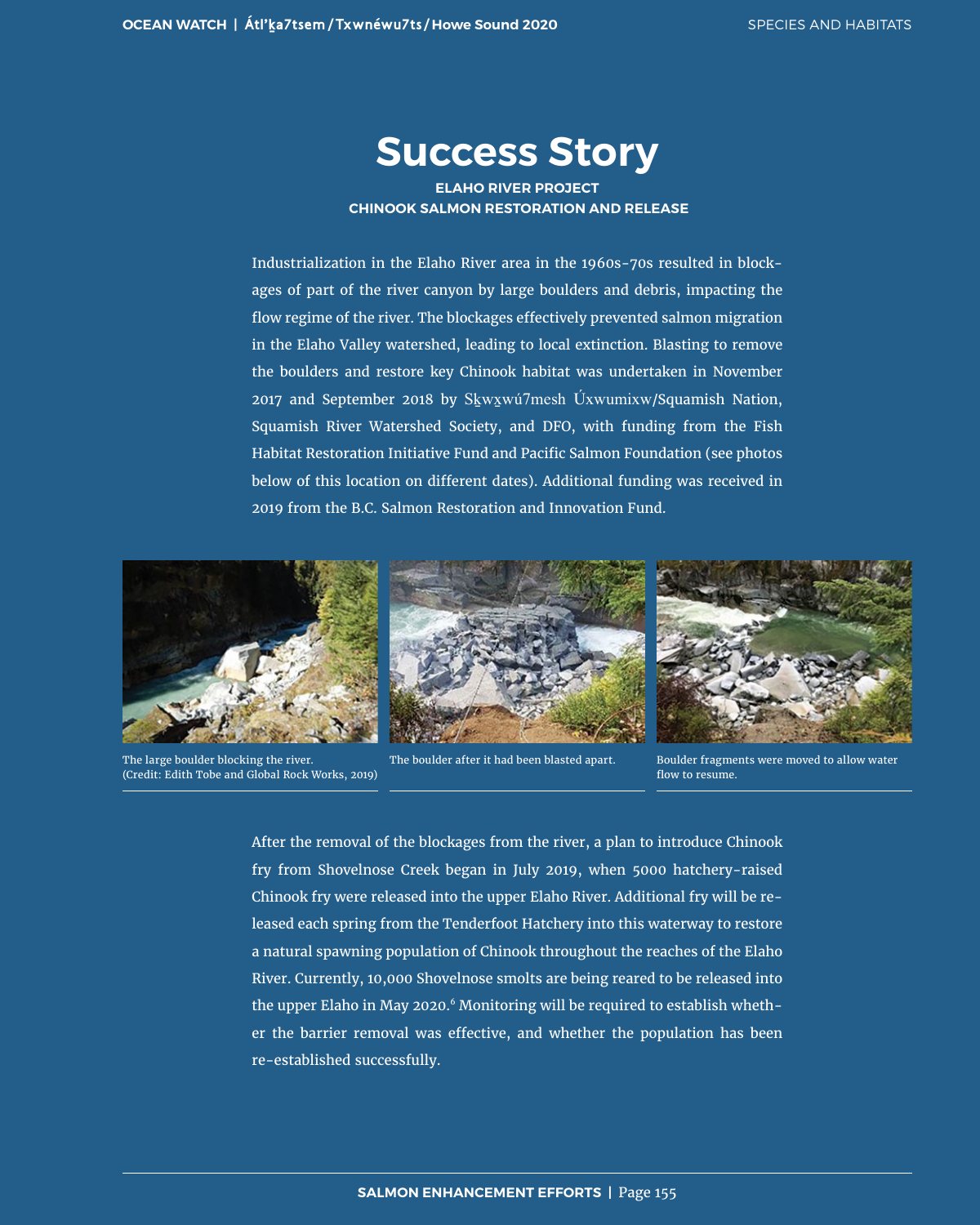# Success Story

**ELAHO RIVER PROJECT**
**CHINOOK SALMON RESTORATION AND RELEASE**

Industrialization in the Elaho River area in the 1960s-70s resulted in blockages of part of the river canyon by large boulders and debris, impacting the flow regime of the river. The blockages effectively prevented salmon migration in the Elaho Valley watershed, leading to local extinction. Blasting to remove the boulders and restore key Chinook habitat was undertaken in November 2017 and September 2018 by Sḵwx̱wú7mesh Úxwumixw/Squamish Nation, Squamish River Watershed Society, and DFO, with funding from the Fish Habitat Restoration Initiative Fund and Pacific Salmon Foundation (see photos below of this location on different dates). Additional funding was received in 2019 from the B.C. Salmon Restoration and Innovation Fund.

The large boulder blocking the river. (Credit: Edith Tobe and Global Rock Works, 2019)

The boulder after it had been blasted apart.

Boulder fragments were moved to allow water flow to resume.

After the removal of the blockages from the river, a plan to introduce Chinook fry from Shovelnose Creek began in July 2019, when 5000 hatchery-raised Chinook fry were released into the upper Elaho River. Additional fry will be released each spring from the Tenderfoot Hatchery into this waterway to restore a natural spawning population of Chinook throughout the reaches of the Elaho River. Currently, 10,000 Shovelnose smolts are being reared to be released into the upper Elaho in May 2020.[6] Monitoring will be required to establish whether the barrier removal was effective, and whether the population has been re-established successfully.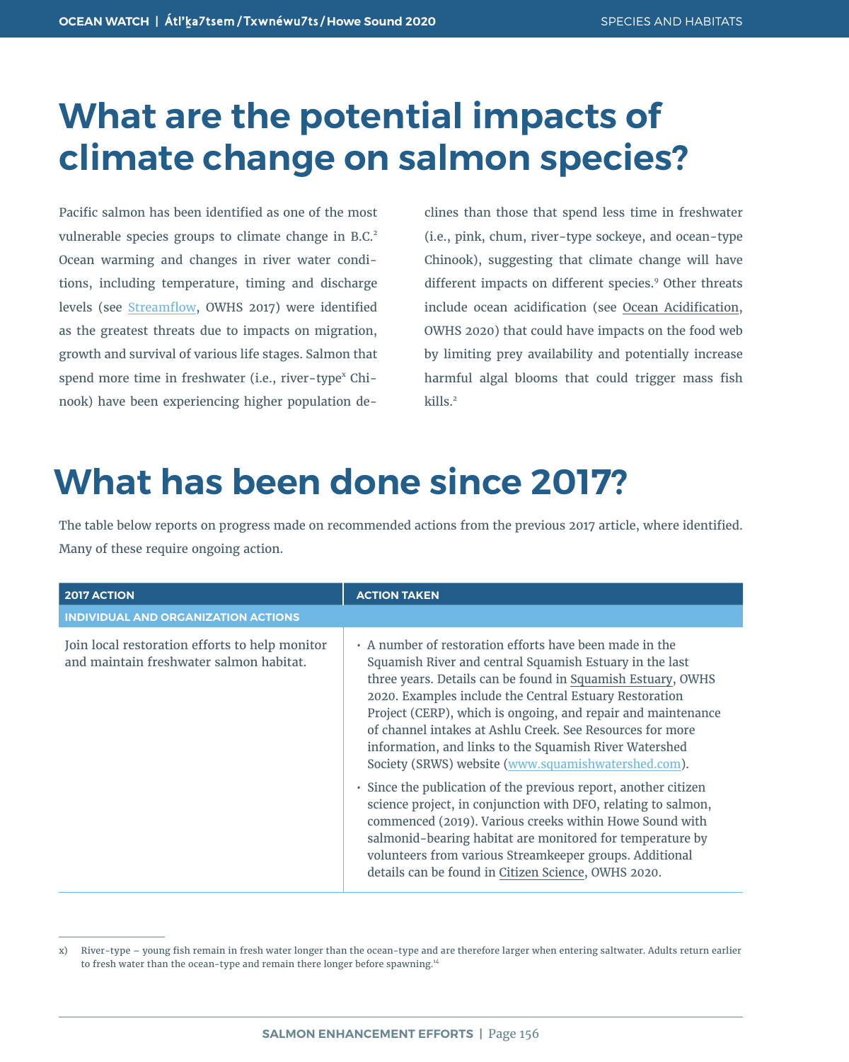# What are the potential impacts of climate change on salmon species?

Pacific salmon has been identified as one of the most vulnerable species groups to climate change in B.C.[2] Ocean warming and changes in river water conditions, including temperature, timing and discharge levels (see Streamflow, OWHS 2017) were identified as the greatest threats due to impacts on migration, growth and survival of various life stages. Salmon that spend more time in freshwater (i.e., river-type[x] Chinook) have been experiencing higher population declines than those that spend less time in freshwater (i.e., pink, chum, river-type sockeye, and ocean-type Chinook), suggesting that climate change will have different impacts on different species.[9] Other threats include ocean acidification (see Ocean Acidification, OWHS 2020) that could have impacts on the food web by limiting prey availability and potentially increase harmful algal blooms that could trigger mass fish kills.[2]

# What has been done since 2017?

The table below reports on progress made on recommended actions from the previous 2017 article, where identified. Many of these require ongoing action.

| 2017 ACTION | ACTION TAKEN |
|---|---|
| **INDIVIDUAL AND ORGANIZATION ACTIONS** | |
| Join local restoration efforts to help monitor and maintain freshwater salmon habitat. | • A number of restoration efforts have been made in the Squamish River and central Squamish Estuary in the last three years. Details can be found in Squamish Estuary, OWHS 2020. Examples include the Central Estuary Restoration Project (CERP), which is ongoing, and repair and maintenance of channel intakes at Ashlu Creek. See Resources for more information, and links to the Squamish River Watershed Society (SRWS) website (www.squamishwatershed.com).<br>• Since the publication of the previous report, another citizen science project, in conjunction with DFO, relating to salmon, commenced (2019). Various creeks within Howe Sound with salmonid-bearing habitat are monitored for temperature by volunteers from various Streamkeeper groups. Additional details can be found in Citizen Science, OWHS 2020. |

x) River-type – young fish remain in fresh water longer than the ocean-type and are therefore larger when entering saltwater. Adults return earlier to fresh water than the ocean-type and remain there longer before spawning.[14]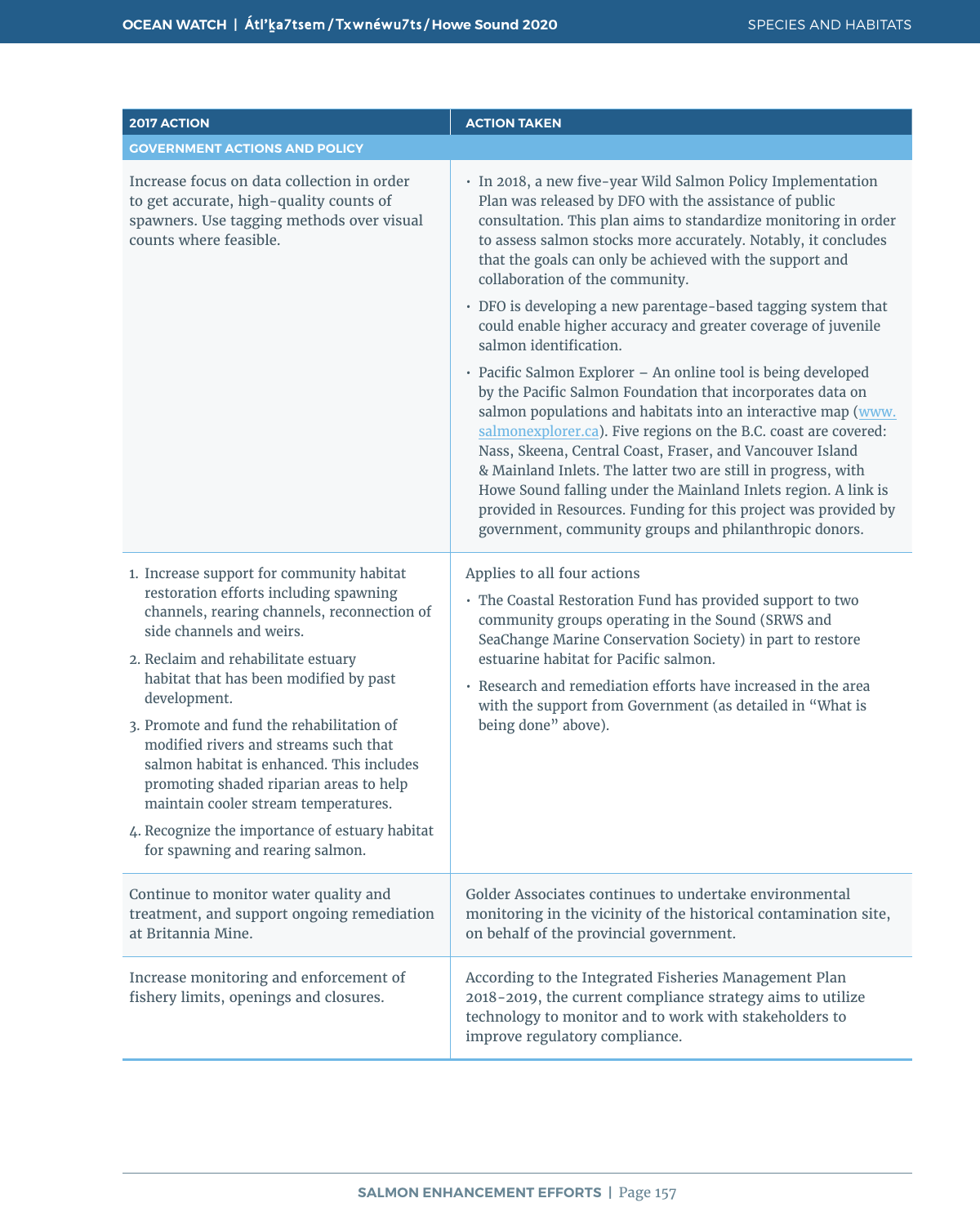| 2017 ACTION | ACTION TAKEN |
|---|---|
| **GOVERNMENT ACTIONS AND POLICY** | |
| Increase focus on data collection in order to get accurate, high-quality counts of spawners. Use tagging methods over visual counts where feasible. | • In 2018, a new five-year Wild Salmon Policy Implementation Plan was released by DFO with the assistance of public consultation. This plan aims to standardize monitoring in order to assess salmon stocks more accurately. Notably, it concludes that the goals can only be achieved with the support and collaboration of the community.<br>• DFO is developing a new parentage-based tagging system that could enable higher accuracy and greater coverage of juvenile salmon identification.<br>• Pacific Salmon Explorer – An online tool is being developed by the Pacific Salmon Foundation that incorporates data on salmon populations and habitats into an interactive map (www.salmonexplorer.ca). Five regions on the B.C. coast are covered: Nass, Skeena, Central Coast, Fraser, and Vancouver Island & Mainland Inlets. The latter two are still in progress, with Howe Sound falling under the Mainland Inlets region. A link is provided in Resources. Funding for this project was provided by government, community groups and philanthropic donors. |
| 1. Increase support for community habitat restoration efforts including spawning channels, rearing channels, reconnection of side channels and weirs.<br>2. Reclaim and rehabilitate estuary habitat that has been modified by past development.<br>3. Promote and fund the rehabilitation of modified rivers and streams such that salmon habitat is enhanced. This includes promoting shaded riparian areas to help maintain cooler stream temperatures.<br>4. Recognize the importance of estuary habitat for spawning and rearing salmon. | Applies to all four actions<br>• The Coastal Restoration Fund has provided support to two community groups operating in the Sound (SRWS and SeaChange Marine Conservation Society) in part to restore estuarine habitat for Pacific salmon.<br>• Research and remediation efforts have increased in the area with the support from Government (as detailed in "What is being done" above). |
| Continue to monitor water quality and treatment, and support ongoing remediation at Britannia Mine. | Golder Associates continues to undertake environmental monitoring in the vicinity of the historical contamination site, on behalf of the provincial government. |
| Increase monitoring and enforcement of fishery limits, openings and closures. | According to the Integrated Fisheries Management Plan 2018-2019, the current compliance strategy aims to utilize technology to monitor and to work with stakeholders to improve regulatory compliance. |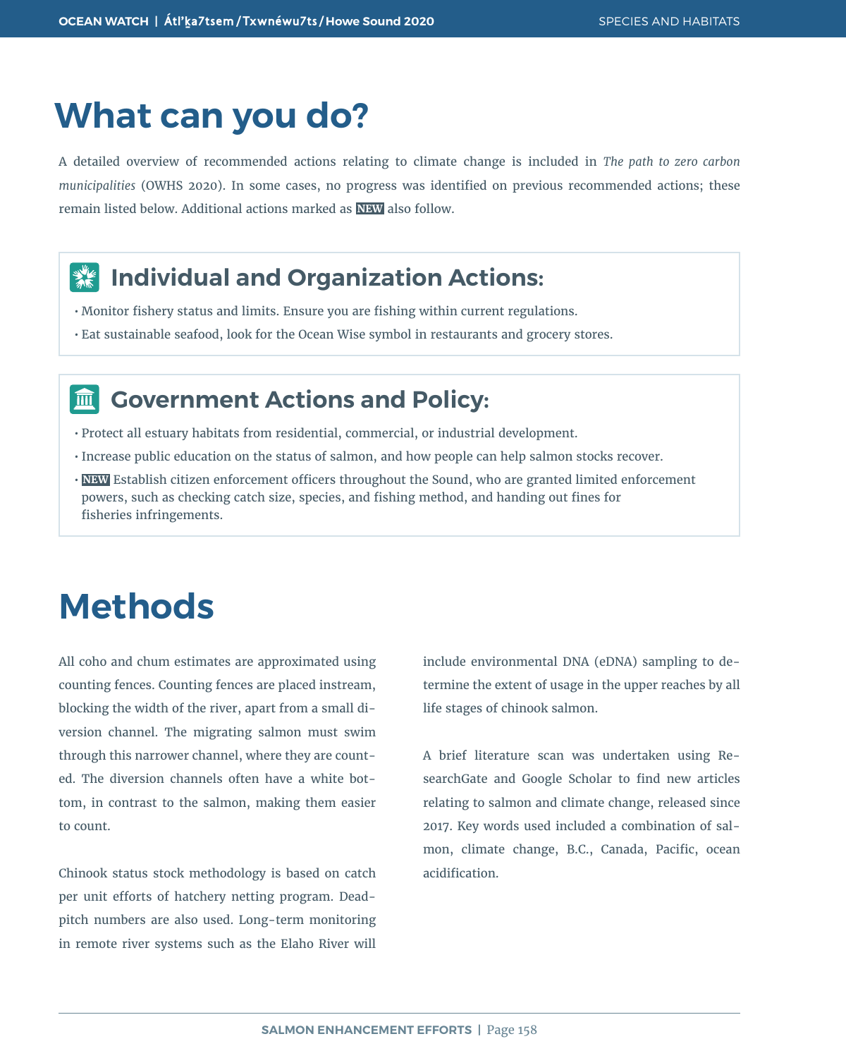# What can you do?

A detailed overview of recommended actions relating to climate change is included in *The path to zero carbon municipalities* (OWHS 2020). In some cases, no progress was identified on previous recommended actions; these remain listed below. Additional actions marked as **NEW** also follow.

## Individual and Organization Actions:

- Monitor fishery status and limits. Ensure you are fishing within current regulations.
- Eat sustainable seafood, look for the Ocean Wise symbol in restaurants and grocery stores.

## Government Actions and Policy:

- Protect all estuary habitats from residential, commercial, or industrial development.
- Increase public education on the status of salmon, and how people can help salmon stocks recover.
- **NEW** Establish citizen enforcement officers throughout the Sound, who are granted limited enforcement powers, such as checking catch size, species, and fishing method, and handing out fines for fisheries infringements.

# Methods

All coho and chum estimates are approximated using counting fences. Counting fences are placed instream, blocking the width of the river, apart from a small diversion channel. The migrating salmon must swim through this narrower channel, where they are counted. The diversion channels often have a white bottom, in contrast to the salmon, making them easier to count.

Chinook status stock methodology is based on catch per unit efforts of hatchery netting program. Deadpitch numbers are also used. Long-term monitoring in remote river systems such as the Elaho River will include environmental DNA (eDNA) sampling to determine the extent of usage in the upper reaches by all life stages of chinook salmon.

A brief literature scan was undertaken using ResearchGate and Google Scholar to find new articles relating to salmon and climate change, released since 2017. Key words used included a combination of salmon, climate change, B.C., Canada, Pacific, ocean acidification.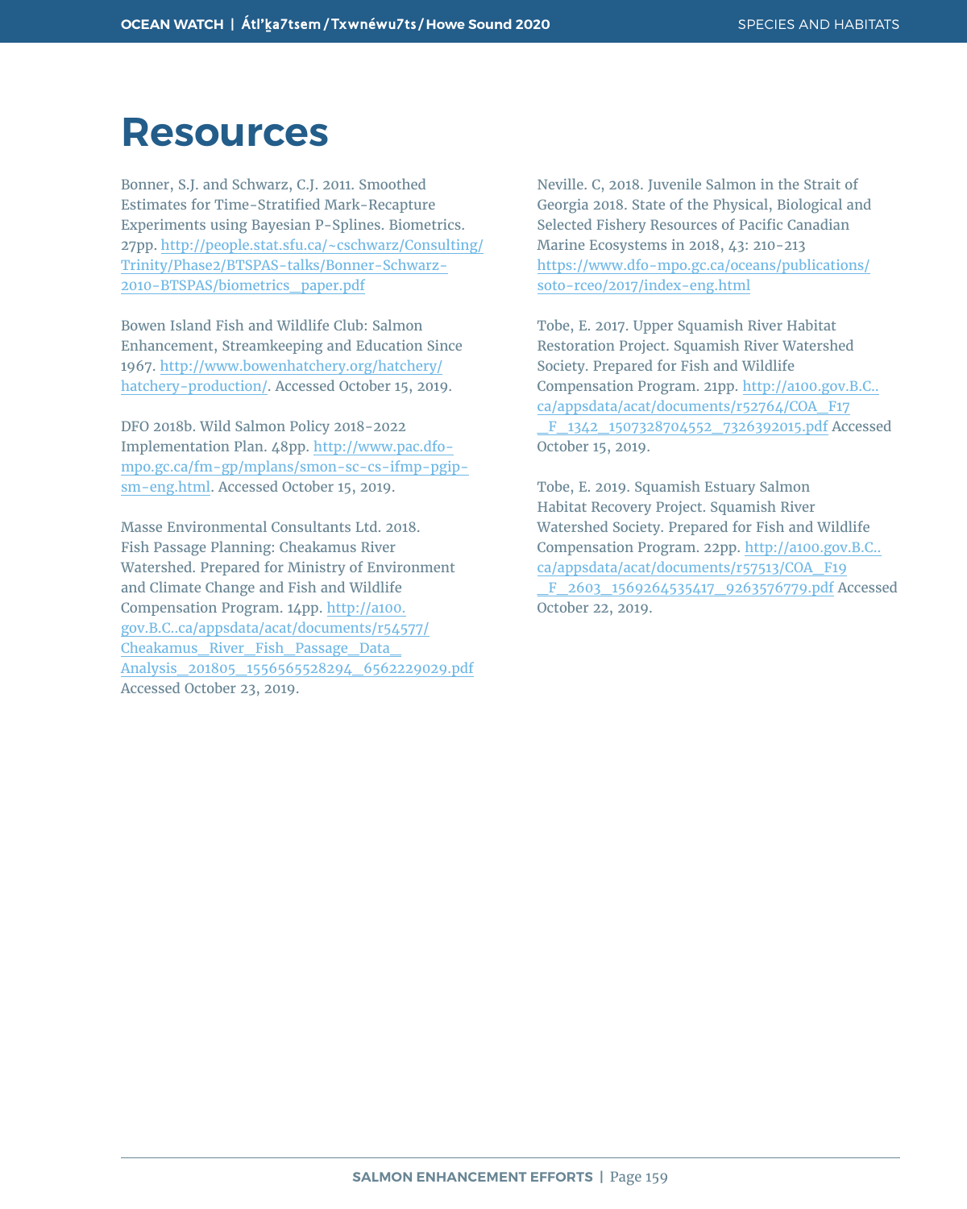# Resources

Bonner, S.J. and Schwarz, C.J. 2011. Smoothed Estimates for Time-Stratified Mark-Recapture Experiments using Bayesian P-Splines. Biometrics. 27pp. http://people.stat.sfu.ca/~cschwarz/Consulting/Trinity/Phase2/BTSPAS-talks/Bonner-Schwarz-2010-BTSPAS/biometrics_paper.pdf

Bowen Island Fish and Wildlife Club: Salmon Enhancement, Streamkeeping and Education Since 1967. http://www.bowenhatchery.org/hatchery/hatchery-production/. Accessed October 15, 2019.

DFO 2018b. Wild Salmon Policy 2018-2022 Implementation Plan. 48pp. http://www.pac.dfo-mpo.gc.ca/fm-gp/mplans/smon-sc-cs-ifmp-pgip-sm-eng.html. Accessed October 15, 2019.

Masse Environmental Consultants Ltd. 2018. Fish Passage Planning: Cheakamus River Watershed. Prepared for Ministry of Environment and Climate Change and Fish and Wildlife Compensation Program. 14pp. http://a100.gov.B.C..ca/appsdata/acat/documents/r54577/Cheakamus_River_Fish_Passage_Data_Analysis_201805_1556565528294_6562229029.pdf Accessed October 23, 2019.

Neville. C, 2018. Juvenile Salmon in the Strait of Georgia 2018. State of the Physical, Biological and Selected Fishery Resources of Pacific Canadian Marine Ecosystems in 2018, 43: 210-213 https://www.dfo-mpo.gc.ca/oceans/publications/soto-rceo/2017/index-eng.html

Tobe, E. 2017. Upper Squamish River Habitat Restoration Project. Squamish River Watershed Society. Prepared for Fish and Wildlife Compensation Program. 21pp. http://a100.gov.B.C..ca/appsdata/acat/documents/r52764/COA_F17_F_1342_1507328704552_7326392015.pdf Accessed October 15, 2019.

Tobe, E. 2019. Squamish Estuary Salmon Habitat Recovery Project. Squamish River Watershed Society. Prepared for Fish and Wildlife Compensation Program. 22pp. http://a100.gov.B.C..ca/appsdata/acat/documents/r57513/COA_F19_F_2603_1569264535417_9263576779.pdf Accessed October 22, 2019.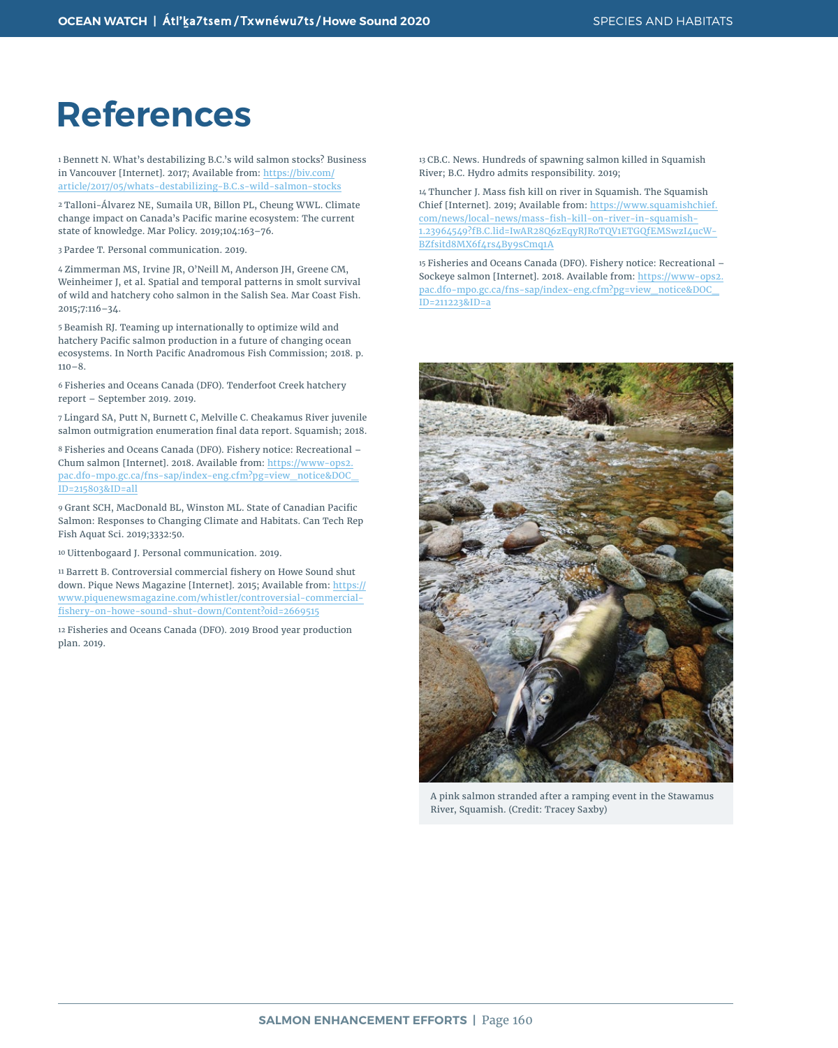# References

1 Bennett N. What's destabilizing B.C.'s wild salmon stocks? Business in Vancouver [Internet]. 2017; Available from: https://biv.com/article/2017/05/whats-destabilizing-B.C.s-wild-salmon-stocks

2 Talloni-Álvarez NE, Sumaila UR, Billon PL, Cheung WWL. Climate change impact on Canada's Pacific marine ecosystem: The current state of knowledge. Mar Policy. 2019;104:163–76.

3 Pardee T. Personal communication. 2019.

4 Zimmerman MS, Irvine JR, O'Neill M, Anderson JH, Greene CM, Weinheimer J, et al. Spatial and temporal patterns in smolt survival of wild and hatchery coho salmon in the Salish Sea. Mar Coast Fish. 2015;7:116–34.

5 Beamish RJ. Teaming up internationally to optimize wild and hatchery Pacific salmon production in a future of changing ocean ecosystems. In North Pacific Anadromous Fish Commission; 2018. p. 110–8.

6 Fisheries and Oceans Canada (DFO). Tenderfoot Creek hatchery report – September 2019. 2019.

7 Lingard SA, Putt N, Burnett C, Melville C. Cheakamus River juvenile salmon outmigration enumeration final data report. Squamish; 2018.

8 Fisheries and Oceans Canada (DFO). Fishery notice: Recreational – Chum salmon [Internet]. 2018. Available from: https://www-ops2.pac.dfo-mpo.gc.ca/fns-sap/index-eng.cfm?pg=view_notice&DOC_ID=215803&ID=all

9 Grant SCH, MacDonald BL, Winston ML. State of Canadian Pacific Salmon: Responses to Changing Climate and Habitats. Can Tech Rep Fish Aquat Sci. 2019;3332:50.

10 Uittenbogaard J. Personal communication. 2019.

11 Barrett B. Controversial commercial fishery on Howe Sound shut down. Pique News Magazine [Internet]. 2015; Available from: https://www.piquenewsmagazine.com/whistler/controversial-commercial-fishery-on-howe-sound-shut-down/Content?oid=2669515

12 Fisheries and Oceans Canada (DFO). 2019 Brood year production plan. 2019.

13 CB.C. News. Hundreds of spawning salmon killed in Squamish River; B.C. Hydro admits responsibility. 2019;

14 Thuncher J. Mass fish kill on river in Squamish. The Squamish Chief [Internet]. 2019; Available from: https://www.squamishchief.com/news/local-news/mass-fish-kill-on-river-in-squamish-1.23964549?fB.C.lid=IwAR28Q6zEqyRJRoTQV1ETGQfEMSwzI4ucW-BZfsitd8MX6f4rs4By9sCmq1A

15 Fisheries and Oceans Canada (DFO). Fishery notice: Recreational – Sockeye salmon [Internet]. 2018. Available from: https://www-ops2.pac.dfo-mpo.gc.ca/fns-sap/index-eng.cfm?pg=view_notice&DOC_ID=211223&ID=a

A pink salmon stranded after a ramping event in the Stawamus River, Squamish. (Credit: Tracey Saxby)